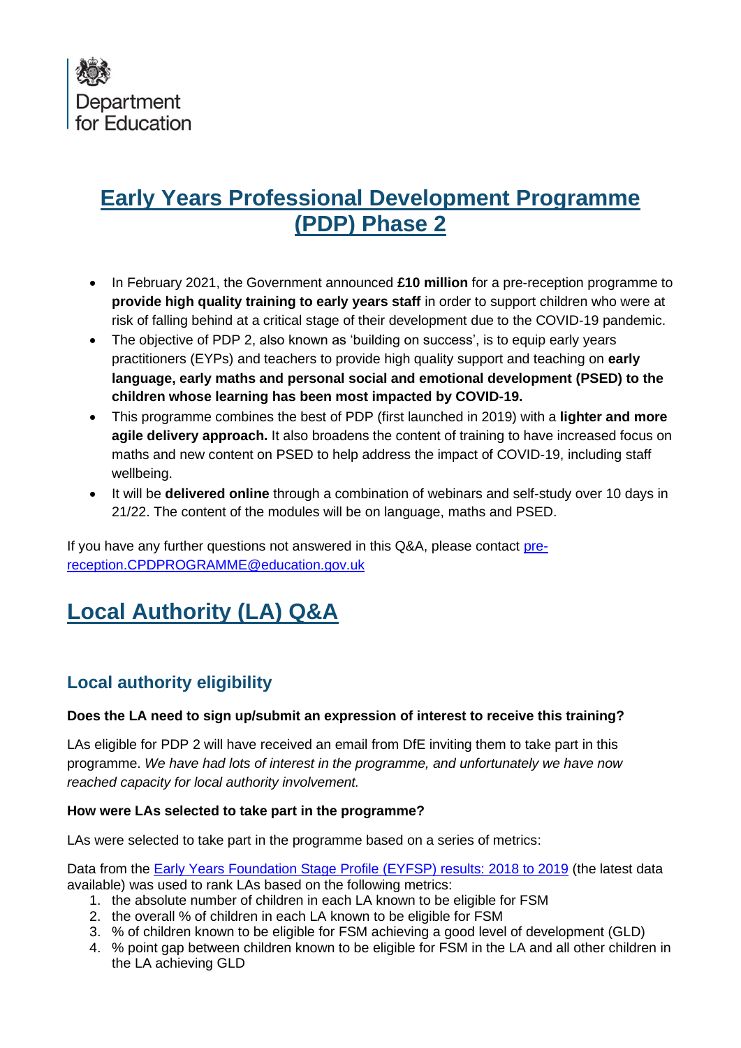Department for Education

# Early Years Professional Development Programme (PDP) Phase 2

- In February 2021, the Government announced **£10 million** for a pre-reception programme to **provide high quality training to early years staff** in order to support children who were at risk of falling behind at a critical stage of their development due to the COVID-19 pandemic.
- The objective of PDP 2, also known as 'building on success', is to equip early years practitioners (EYPs) and teachers to provide high quality support and teaching on **early language, early maths and personal social and emotional development (PSED) to the children whose learning has been most impacted by COVID-19.**
- This programme combines the best of PDP (first launched in 2019) with a **lighter and more agile delivery approach.** It also broadens the content of training to have increased focus on maths and new content on PSED to help address the impact of COVID-19, including staff wellbeing.
- It will be **delivered online** through a combination of webinars and self-study over 10 days in 21/22. The content of the modules will be on language, maths and PSED.

If you have any further questions not answered in this Q&A, please contact pre-reception.CPDPROGRAMME@education.gov.uk

# Local Authority (LA) Q&A

## Local authority eligibility

**Does the LA need to sign up/submit an expression of interest to receive this training?**

LAs eligible for PDP 2 will have received an email from DfE inviting them to take part in this programme. *We have had lots of interest in the programme, and unfortunately we have now reached capacity for local authority involvement.*

**How were LAs selected to take part in the programme?**

LAs were selected to take part in the programme based on a series of metrics:

Data from the Early Years Foundation Stage Profile (EYFSP) results: 2018 to 2019 (the latest data available) was used to rank LAs based on the following metrics:

1. the absolute number of children in each LA known to be eligible for FSM
2. the overall % of children in each LA known to be eligible for FSM
3. % of children known to be eligible for FSM achieving a good level of development (GLD)
4. % point gap between children known to be eligible for FSM in the LA and all other children in the LA achieving GLD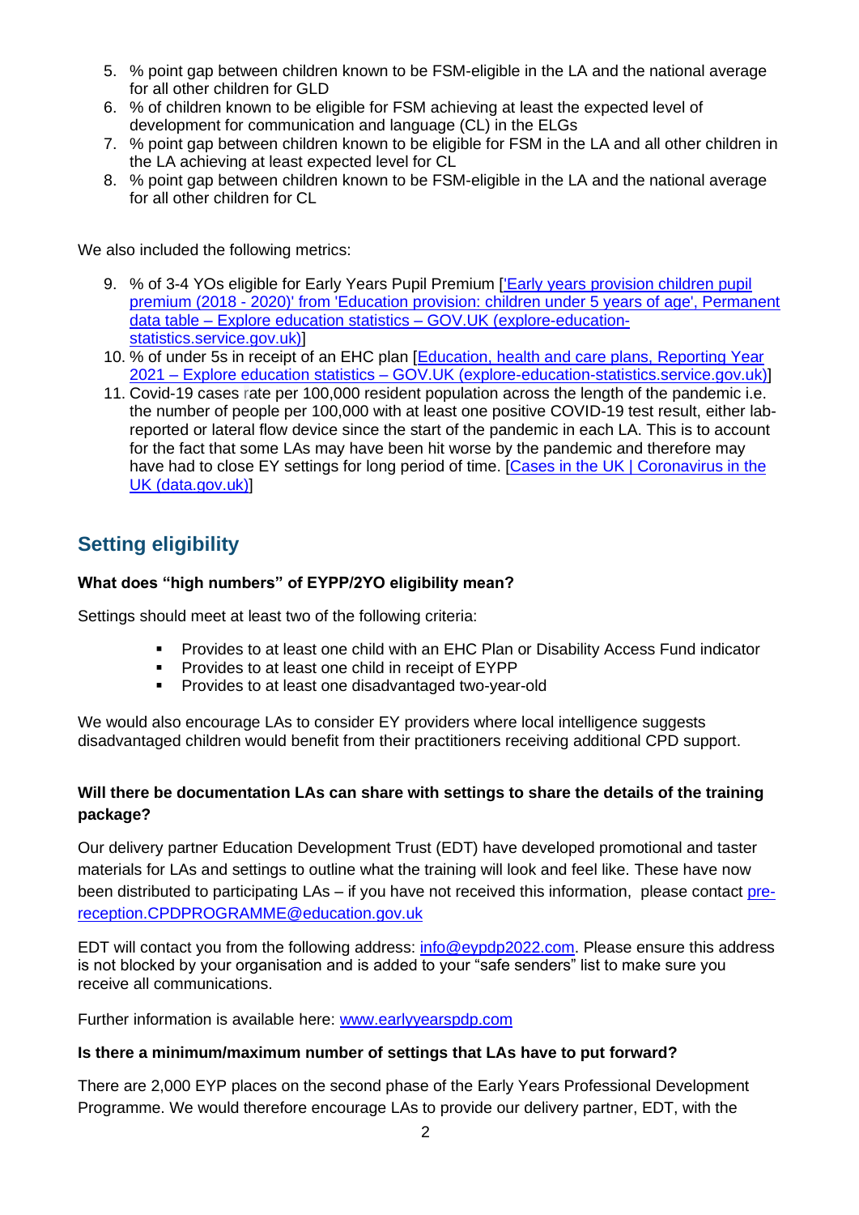5. % point gap between children known to be FSM-eligible in the LA and the national average for all other children for GLD
6. % of children known to be eligible for FSM achieving at least the expected level of development for communication and language (CL) in the ELGs
7. % point gap between children known to be eligible for FSM in the LA and all other children in the LA achieving at least expected level for CL
8. % point gap between children known to be FSM-eligible in the LA and the national average for all other children for CL

We also included the following metrics:

9. % of 3-4 YOs eligible for Early Years Pupil Premium ['Early years provision children pupil premium (2018 - 2020)' from 'Education provision: children under 5 years of age', Permanent data table – Explore education statistics – GOV.UK (explore-education-statistics.service.gov.uk)]
10. % of under 5s in receipt of an EHC plan [Education, health and care plans, Reporting Year 2021 – Explore education statistics – GOV.UK (explore-education-statistics.service.gov.uk)]
11. Covid-19 cases rate per 100,000 resident population across the length of the pandemic i.e. the number of people per 100,000 with at least one positive COVID-19 test result, either lab-reported or lateral flow device since the start of the pandemic in each LA. This is to account for the fact that some LAs may have been hit worse by the pandemic and therefore may have had to close EY settings for long period of time. [Cases in the UK | Coronavirus in the UK (data.gov.uk)]

## Setting eligibility

**What does "high numbers" of EYPP/2YO eligibility mean?**

Settings should meet at least two of the following criteria:

- Provides to at least one child with an EHC Plan or Disability Access Fund indicator
- Provides to at least one child in receipt of EYPP
- Provides to at least one disadvantaged two-year-old

We would also encourage LAs to consider EY providers where local intelligence suggests disadvantaged children would benefit from their practitioners receiving additional CPD support.

**Will there be documentation LAs can share with settings to share the details of the training package?**

Our delivery partner Education Development Trust (EDT) have developed promotional and taster materials for LAs and settings to outline what the training will look and feel like. These have now been distributed to participating LAs – if you have not received this information, please contact pre-reception.CPDPROGRAMME@education.gov.uk

EDT will contact you from the following address: info@eypdp2022.com. Please ensure this address is not blocked by your organisation and is added to your "safe senders" list to make sure you receive all communications.

Further information is available here: www.earlyyearspdp.com

**Is there a minimum/maximum number of settings that LAs have to put forward?**

There are 2,000 EYP places on the second phase of the Early Years Professional Development Programme. We would therefore encourage LAs to provide our delivery partner, EDT, with the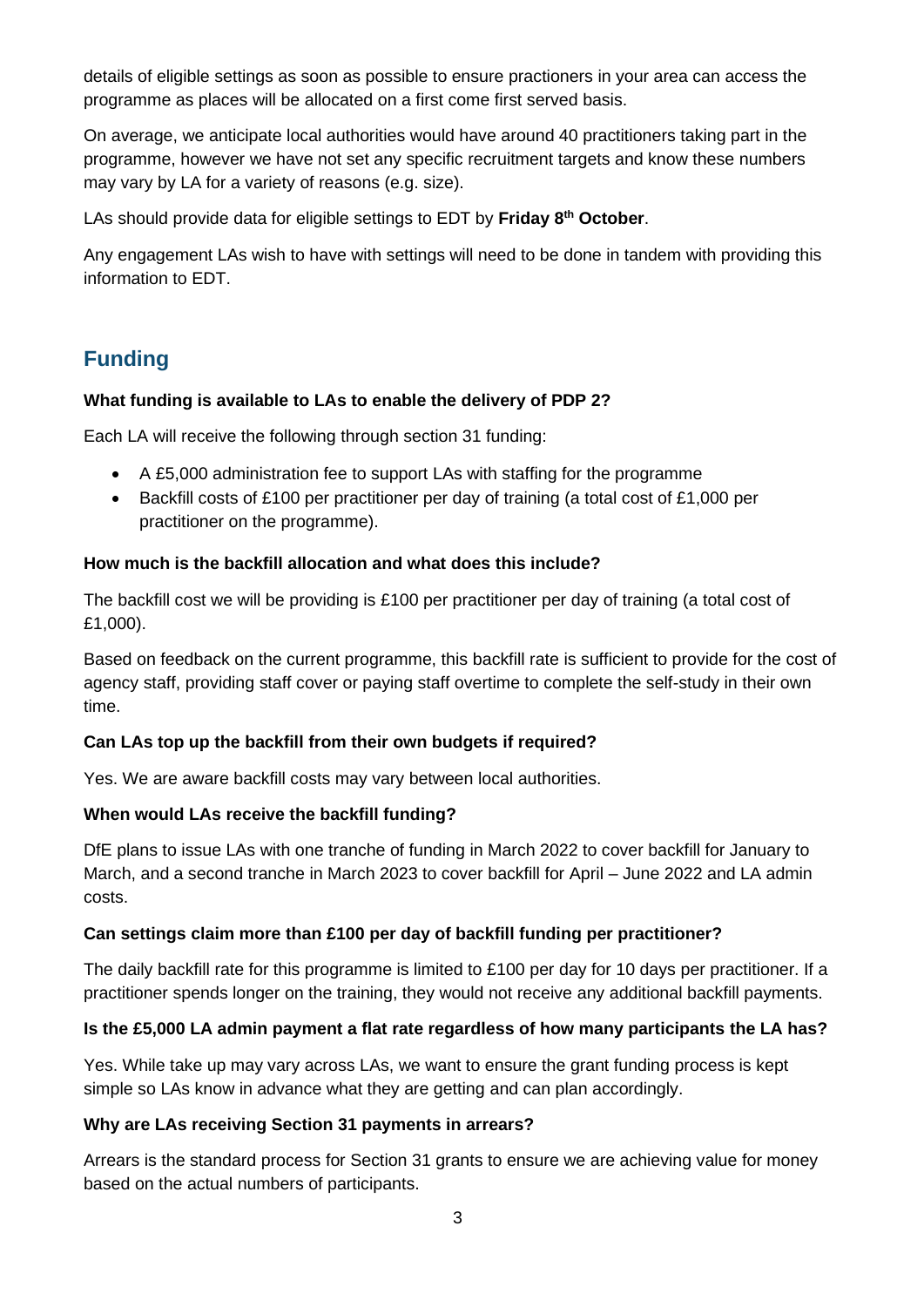details of eligible settings as soon as possible to ensure practioners in your area can access the programme as places will be allocated on a first come first served basis.

On average, we anticipate local authorities would have around 40 practitioners taking part in the programme, however we have not set any specific recruitment targets and know these numbers may vary by LA for a variety of reasons (e.g. size).

LAs should provide data for eligible settings to EDT by **Friday 8th October**.

Any engagement LAs wish to have with settings will need to be done in tandem with providing this information to EDT.

## Funding

**What funding is available to LAs to enable the delivery of PDP 2?**

Each LA will receive the following through section 31 funding:

- A £5,000 administration fee to support LAs with staffing for the programme
- Backfill costs of £100 per practitioner per day of training (a total cost of £1,000 per practitioner on the programme).

**How much is the backfill allocation and what does this include?**

The backfill cost we will be providing is £100 per practitioner per day of training (a total cost of £1,000).

Based on feedback on the current programme, this backfill rate is sufficient to provide for the cost of agency staff, providing staff cover or paying staff overtime to complete the self-study in their own time.

**Can LAs top up the backfill from their own budgets if required?**

Yes. We are aware backfill costs may vary between local authorities.

**When would LAs receive the backfill funding?**

DfE plans to issue LAs with one tranche of funding in March 2022 to cover backfill for January to March, and a second tranche in March 2023 to cover backfill for April – June 2022 and LA admin costs.

**Can settings claim more than £100 per day of backfill funding per practitioner?**

The daily backfill rate for this programme is limited to £100 per day for 10 days per practitioner. If a practitioner spends longer on the training, they would not receive any additional backfill payments.

**Is the £5,000 LA admin payment a flat rate regardless of how many participants the LA has?**

Yes. While take up may vary across LAs, we want to ensure the grant funding process is kept simple so LAs know in advance what they are getting and can plan accordingly.

**Why are LAs receiving Section 31 payments in arrears?**

Arrears is the standard process for Section 31 grants to ensure we are achieving value for money based on the actual numbers of participants.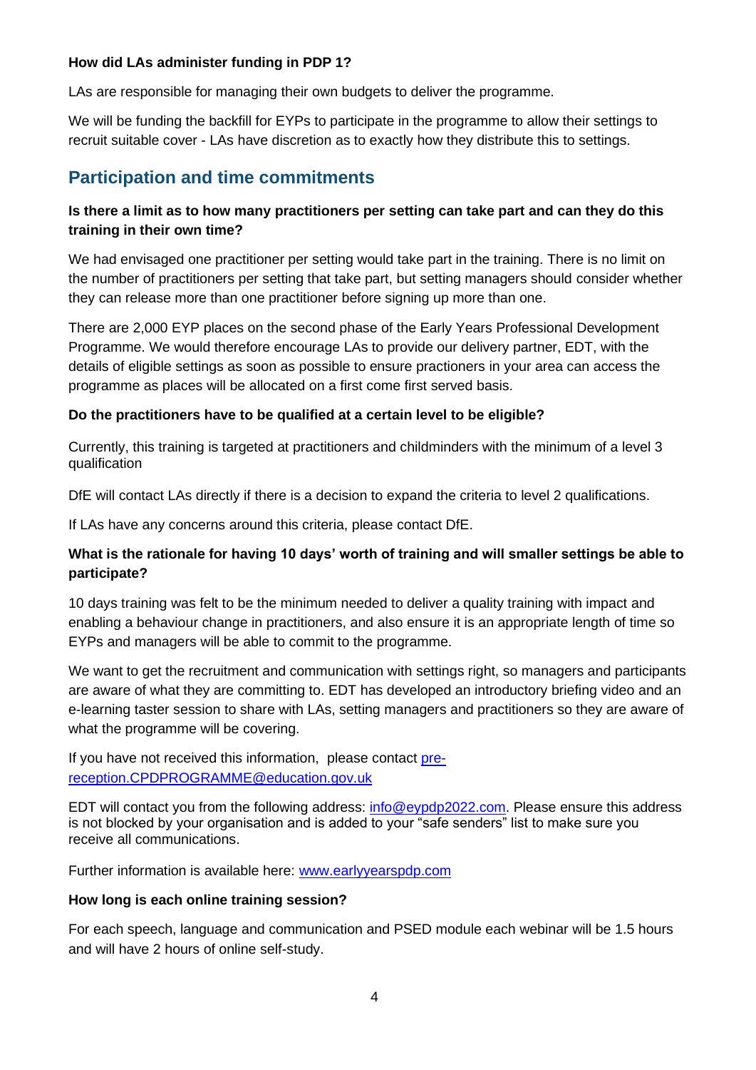**How did LAs administer funding in PDP 1?**

LAs are responsible for managing their own budgets to deliver the programme.

We will be funding the backfill for EYPs to participate in the programme to allow their settings to recruit suitable cover - LAs have discretion as to exactly how they distribute this to settings.

## Participation and time commitments

**Is there a limit as to how many practitioners per setting can take part and can they do this training in their own time?**

We had envisaged one practitioner per setting would take part in the training. There is no limit on the number of practitioners per setting that take part, but setting managers should consider whether they can release more than one practitioner before signing up more than one.

There are 2,000 EYP places on the second phase of the Early Years Professional Development Programme. We would therefore encourage LAs to provide our delivery partner, EDT, with the details of eligible settings as soon as possible to ensure practioners in your area can access the programme as places will be allocated on a first come first served basis.

**Do the practitioners have to be qualified at a certain level to be eligible?**

Currently, this training is targeted at practitioners and childminders with the minimum of a level 3 qualification

DfE will contact LAs directly if there is a decision to expand the criteria to level 2 qualifications.

If LAs have any concerns around this criteria, please contact DfE.

**What is the rationale for having 10 days' worth of training and will smaller settings be able to participate?**

10 days training was felt to be the minimum needed to deliver a quality training with impact and enabling a behaviour change in practitioners, and also ensure it is an appropriate length of time so EYPs and managers will be able to commit to the programme.

We want to get the recruitment and communication with settings right, so managers and participants are aware of what they are committing to. EDT has developed an introductory briefing video and an e-learning taster session to share with LAs, setting managers and practitioners so they are aware of what the programme will be covering.

If you have not received this information, please contact pre-reception.CPDPROGRAMME@education.gov.uk

EDT will contact you from the following address: info@eypdp2022.com. Please ensure this address is not blocked by your organisation and is added to your "safe senders" list to make sure you receive all communications.

Further information is available here: www.earlyyearspdp.com

**How long is each online training session?**

For each speech, language and communication and PSED module each webinar will be 1.5 hours and will have 2 hours of online self-study.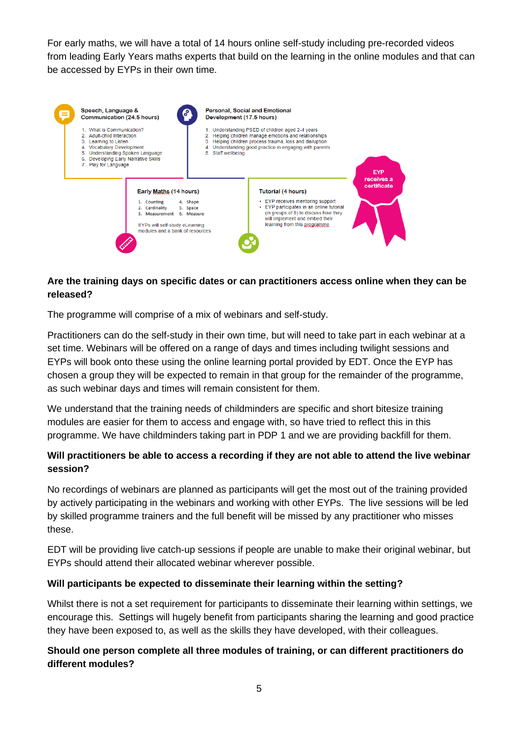For early maths, we will have a total of 14 hours online self-study including pre-recorded videos from leading Early Years maths experts that build on the learning in the online modules and that can be accessed by EYPs in their own time.

**Speech, Language & Communication (24.5 hours)**

1. What is Communication?
2. Adult-child Interaction
3. Learning to Listen
4. Vocabulary Development
5. Understanding Spoken Language
6. Developing Early Narrative Skills
7. Play for Language

**Personal, Social and Emotional Development (17.5 hours)**

1. Understanding PSED of children aged 2-4 years
2. Helping children manage emotions and relationships
3. Helping children process trauma, loss and disruption
4. Understanding good practice in engaging with parents
5. Staff wellbeing

**Early Maths (14 hours)**

1. Counting
2. Cardinality
3. Measurement
4. Shape
5. Space
6. Measure

EYPs will self-study eLearning modules and a bank of resources

**Tutorial (4 hours)**

- EYP receives mentoring support
- EYP participates in an online tutorial (in groups of 8) to discuss how they will implement and embed their learning from this programme

EYP receives a certificate

**Are the training days on specific dates or can practitioners access online when they can be released?**

The programme will comprise of a mix of webinars and self-study.

Practitioners can do the self-study in their own time, but will need to take part in each webinar at a set time. Webinars will be offered on a range of days and times including twilight sessions and EYPs will book onto these using the online learning portal provided by EDT. Once the EYP has chosen a group they will be expected to remain in that group for the remainder of the programme, as such webinar days and times will remain consistent for them.

We understand that the training needs of childminders are specific and short bitesize training modules are easier for them to access and engage with, so have tried to reflect this in this programme. We have childminders taking part in PDP 1 and we are providing backfill for them.

**Will practitioners be able to access a recording if they are not able to attend the live webinar session?**

No recordings of webinars are planned as participants will get the most out of the training provided by actively participating in the webinars and working with other EYPs. The live sessions will be led by skilled programme trainers and the full benefit will be missed by any practitioner who misses these.

EDT will be providing live catch-up sessions if people are unable to make their original webinar, but EYPs should attend their allocated webinar wherever possible.

**Will participants be expected to disseminate their learning within the setting?**

Whilst there is not a set requirement for participants to disseminate their learning within settings, we encourage this. Settings will hugely benefit from participants sharing the learning and good practice they have been exposed to, as well as the skills they have developed, with their colleagues.

**Should one person complete all three modules of training, or can different practitioners do different modules?**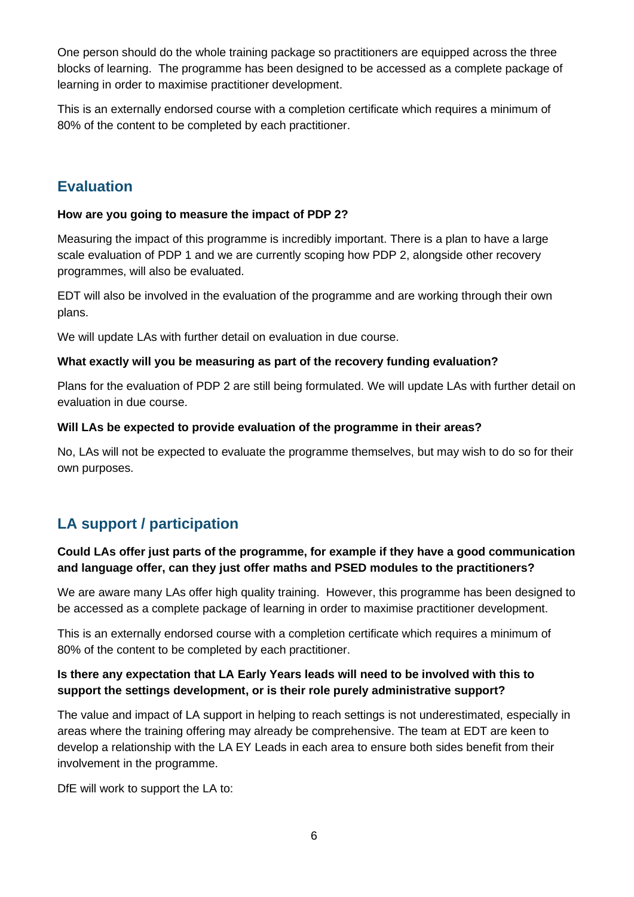One person should do the whole training package so practitioners are equipped across the three blocks of learning. The programme has been designed to be accessed as a complete package of learning in order to maximise practitioner development.

This is an externally endorsed course with a completion certificate which requires a minimum of 80% of the content to be completed by each practitioner.

## Evaluation

**How are you going to measure the impact of PDP 2?**

Measuring the impact of this programme is incredibly important. There is a plan to have a large scale evaluation of PDP 1 and we are currently scoping how PDP 2, alongside other recovery programmes, will also be evaluated.

EDT will also be involved in the evaluation of the programme and are working through their own plans.

We will update LAs with further detail on evaluation in due course.

**What exactly will you be measuring as part of the recovery funding evaluation?**

Plans for the evaluation of PDP 2 are still being formulated. We will update LAs with further detail on evaluation in due course.

**Will LAs be expected to provide evaluation of the programme in their areas?**

No, LAs will not be expected to evaluate the programme themselves, but may wish to do so for their own purposes.

## LA support / participation

**Could LAs offer just parts of the programme, for example if they have a good communication and language offer, can they just offer maths and PSED modules to the practitioners?**

We are aware many LAs offer high quality training. However, this programme has been designed to be accessed as a complete package of learning in order to maximise practitioner development.

This is an externally endorsed course with a completion certificate which requires a minimum of 80% of the content to be completed by each practitioner.

**Is there any expectation that LA Early Years leads will need to be involved with this to support the settings development, or is their role purely administrative support?**

The value and impact of LA support in helping to reach settings is not underestimated, especially in areas where the training offering may already be comprehensive. The team at EDT are keen to develop a relationship with the LA EY Leads in each area to ensure both sides benefit from their involvement in the programme.

DfE will work to support the LA to: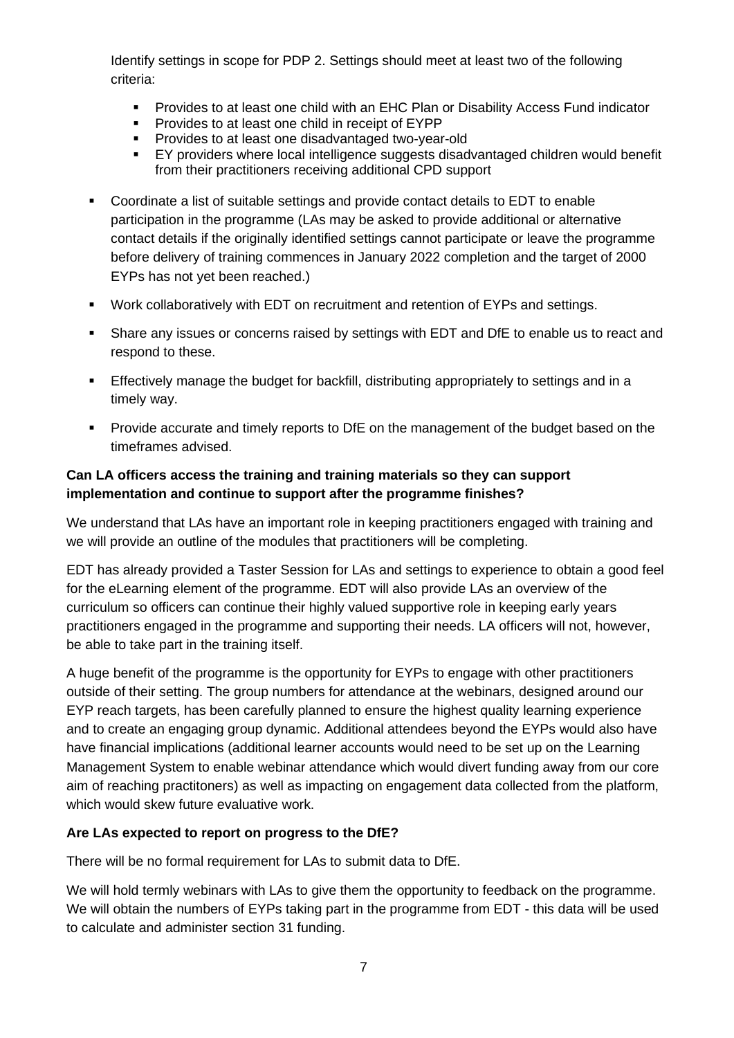Identify settings in scope for PDP 2. Settings should meet at least two of the following criteria:

- Provides to at least one child with an EHC Plan or Disability Access Fund indicator
- Provides to at least one child in receipt of EYPP
- Provides to at least one disadvantaged two-year-old
- EY providers where local intelligence suggests disadvantaged children would benefit from their practitioners receiving additional CPD support

- Coordinate a list of suitable settings and provide contact details to EDT to enable participation in the programme (LAs may be asked to provide additional or alternative contact details if the originally identified settings cannot participate or leave the programme before delivery of training commences in January 2022 completion and the target of 2000 EYPs has not yet been reached.)
- Work collaboratively with EDT on recruitment and retention of EYPs and settings.
- Share any issues or concerns raised by settings with EDT and DfE to enable us to react and respond to these.
- Effectively manage the budget for backfill, distributing appropriately to settings and in a timely way.
- Provide accurate and timely reports to DfE on the management of the budget based on the timeframes advised.

**Can LA officers access the training and training materials so they can support implementation and continue to support after the programme finishes?**

We understand that LAs have an important role in keeping practitioners engaged with training and we will provide an outline of the modules that practitioners will be completing.

EDT has already provided a Taster Session for LAs and settings to experience to obtain a good feel for the eLearning element of the programme. EDT will also provide LAs an overview of the curriculum so officers can continue their highly valued supportive role in keeping early years practitioners engaged in the programme and supporting their needs. LA officers will not, however, be able to take part in the training itself.

A huge benefit of the programme is the opportunity for EYPs to engage with other practitioners outside of their setting. The group numbers for attendance at the webinars, designed around our EYP reach targets, has been carefully planned to ensure the highest quality learning experience and to create an engaging group dynamic. Additional attendees beyond the EYPs would also have have financial implications (additional learner accounts would need to be set up on the Learning Management System to enable webinar attendance which would divert funding away from our core aim of reaching practitoners) as well as impacting on engagement data collected from the platform, which would skew future evaluative work.

**Are LAs expected to report on progress to the DfE?**

There will be no formal requirement for LAs to submit data to DfE.

We will hold termly webinars with LAs to give them the opportunity to feedback on the programme. We will obtain the numbers of EYPs taking part in the programme from EDT - this data will be used to calculate and administer section 31 funding.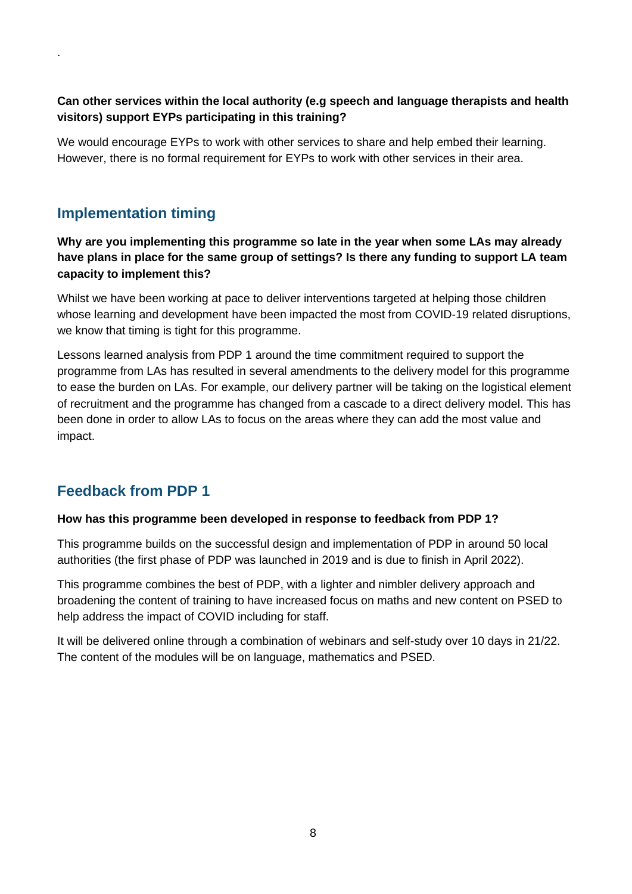.

**Can other services within the local authority (e.g speech and language therapists and health visitors) support EYPs participating in this training?**

We would encourage EYPs to work with other services to share and help embed their learning. However, there is no formal requirement for EYPs to work with other services in their area.

## Implementation timing

**Why are you implementing this programme so late in the year when some LAs may already have plans in place for the same group of settings? Is there any funding to support LA team capacity to implement this?**

Whilst we have been working at pace to deliver interventions targeted at helping those children whose learning and development have been impacted the most from COVID-19 related disruptions, we know that timing is tight for this programme.

Lessons learned analysis from PDP 1 around the time commitment required to support the programme from LAs has resulted in several amendments to the delivery model for this programme to ease the burden on LAs. For example, our delivery partner will be taking on the logistical element of recruitment and the programme has changed from a cascade to a direct delivery model. This has been done in order to allow LAs to focus on the areas where they can add the most value and impact.

## Feedback from PDP 1

**How has this programme been developed in response to feedback from PDP 1?**

This programme builds on the successful design and implementation of PDP in around 50 local authorities (the first phase of PDP was launched in 2019 and is due to finish in April 2022).

This programme combines the best of PDP, with a lighter and nimbler delivery approach and broadening the content of training to have increased focus on maths and new content on PSED to help address the impact of COVID including for staff.

It will be delivered online through a combination of webinars and self-study over 10 days in 21/22. The content of the modules will be on language, mathematics and PSED.